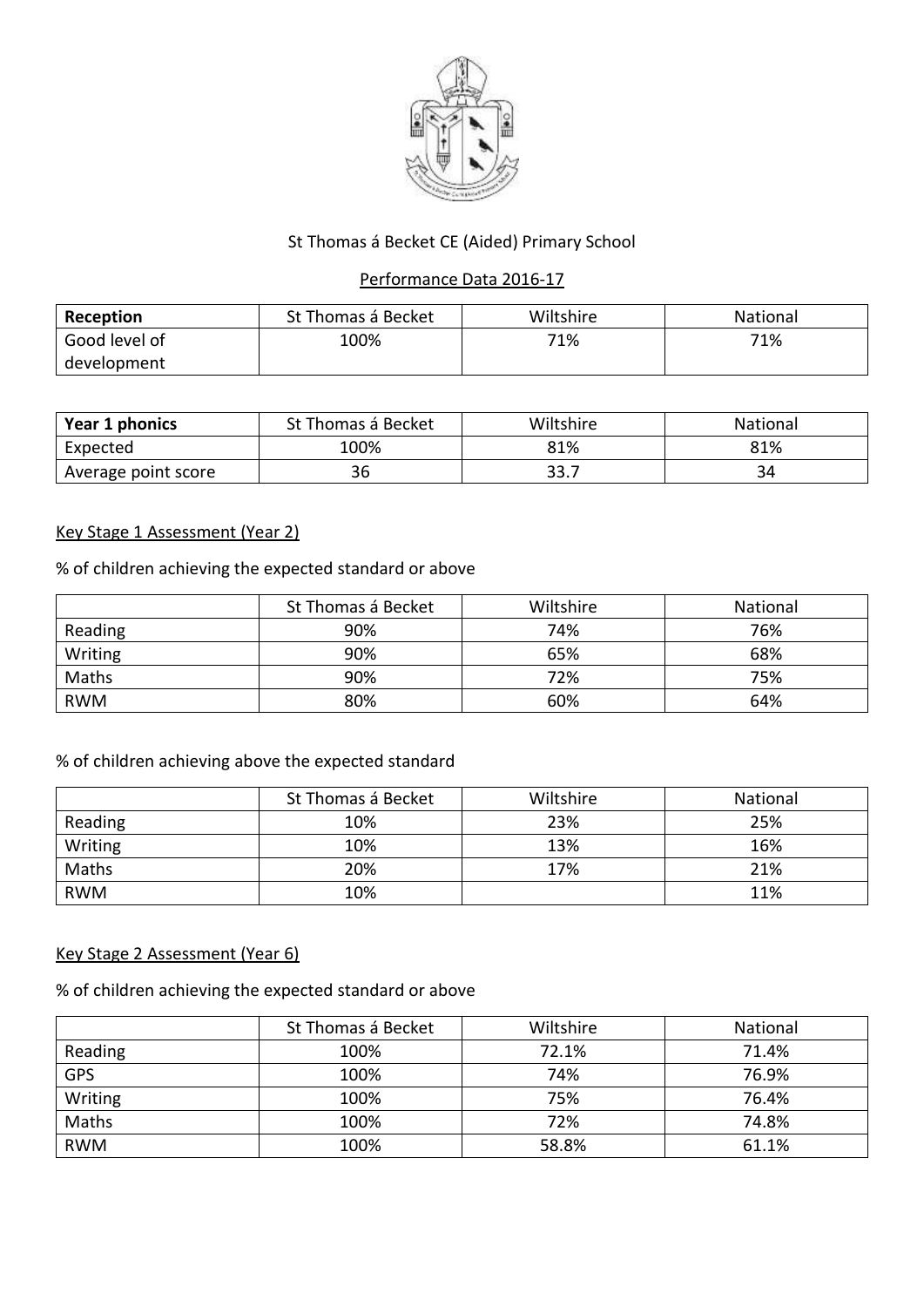St Thomas á Becket CE (Aided) Primary School

Performance Data 2016-17

| **Reception** | St Thomas á Becket | Wiltshire | National |
|---|---|---|---|
| Good level of development | 100% | 71% | 71% |

| **Year 1 phonics** | St Thomas á Becket | Wiltshire | National |
|---|---|---|---|
| Expected | 100% | 81% | 81% |
| Average point score | 36 | 33.7 | 34 |

Key Stage 1 Assessment (Year 2)

% of children achieving the expected standard or above

| | St Thomas á Becket | Wiltshire | National |
|---|---|---|---|
| Reading | 90% | 74% | 76% |
| Writing | 90% | 65% | 68% |
| Maths | 90% | 72% | 75% |
| RWM | 80% | 60% | 64% |

% of children achieving above the expected standard

| | St Thomas á Becket | Wiltshire | National |
|---|---|---|---|
| Reading | 10% | 23% | 25% |
| Writing | 10% | 13% | 16% |
| Maths | 20% | 17% | 21% |
| RWM | 10% | | 11% |

Key Stage 2 Assessment (Year 6)

% of children achieving the expected standard or above

| | St Thomas á Becket | Wiltshire | National |
|---|---|---|---|
| Reading | 100% | 72.1% | 71.4% |
| GPS | 100% | 74% | 76.9% |
| Writing | 100% | 75% | 76.4% |
| Maths | 100% | 72% | 74.8% |
| RWM | 100% | 58.8% | 61.1% |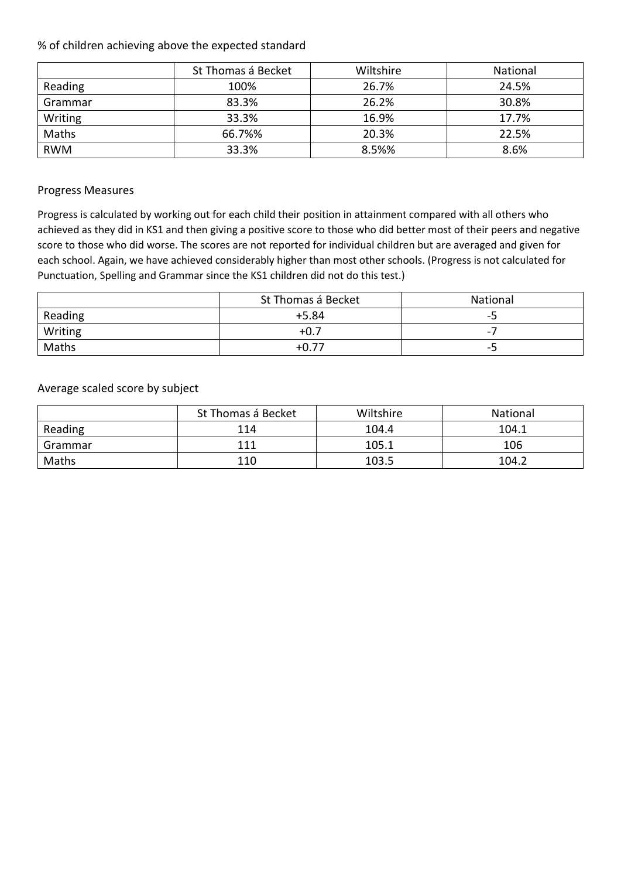% of children achieving above the expected standard

| | St Thomas á Becket | Wiltshire | National |
|---|---|---|---|
| Reading | 100% | 26.7% | 24.5% |
| Grammar | 83.3% | 26.2% | 30.8% |
| Writing | 33.3% | 16.9% | 17.7% |
| Maths | 66.7%% | 20.3% | 22.5% |
| RWM | 33.3% | 8.5%% | 8.6% |

Progress Measures

Progress is calculated by working out for each child their position in attainment compared with all others who achieved as they did in KS1 and then giving a positive score to those who did better most of their peers and negative score to those who did worse. The scores are not reported for individual children but are averaged and given for each school. Again, we have achieved considerably higher than most other schools. (Progress is not calculated for Punctuation, Spelling and Grammar since the KS1 children did not do this test.)

| | St Thomas á Becket | National |
|---|---|---|
| Reading | +5.84 | -5 |
| Writing | +0.7 | -7 |
| Maths | +0.77 | -5 |

Average scaled score by subject

| | St Thomas á Becket | Wiltshire | National |
|---|---|---|---|
| Reading | 114 | 104.4 | 104.1 |
| Grammar | 111 | 105.1 | 106 |
| Maths | 110 | 103.5 | 104.2 |